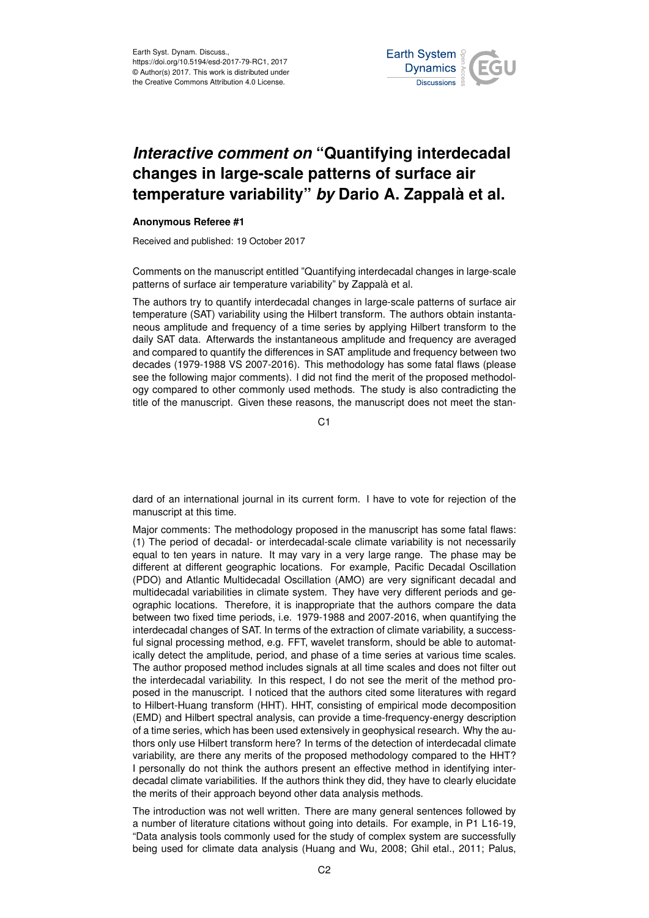Earth Syst. Dynam. Discuss.,
https://doi.org/10.5194/esd-2017-79-RC1, 2017
© Author(s) 2017. This work is distributed under
the Creative Commons Attribution 4.0 License.

# *Interactive comment on* "Quantifying interdecadal changes in large-scale patterns of surface air temperature variability" *by* Dario A. Zappalà et al.

**Anonymous Referee #1**

Received and published: 19 October 2017

Comments on the manuscript entitled "Quantifying interdecadal changes in large-scale patterns of surface air temperature variability" by Zappalà et al.

The authors try to quantify interdecadal changes in large-scale patterns of surface air temperature (SAT) variability using the Hilbert transform. The authors obtain instantaneous amplitude and frequency of a time series by applying Hilbert transform to the daily SAT data. Afterwards the instantaneous amplitude and frequency are averaged and compared to quantify the differences in SAT amplitude and frequency between two decades (1979-1988 VS 2007-2016). This methodology has some fatal flaws (please see the following major comments). I did not find the merit of the proposed methodology compared to other commonly used methods. The study is also contradicting the title of the manuscript. Given these reasons, the manuscript does not meet the standard of an international journal in its current form. I have to vote for rejection of the manuscript at this time.

Major comments: The methodology proposed in the manuscript has some fatal flaws: (1) The period of decadal- or interdecadal-scale climate variability is not necessarily equal to ten years in nature. It may vary in a very large range. The phase may be different at different geographic locations. For example, Pacific Decadal Oscillation (PDO) and Atlantic Multidecadal Oscillation (AMO) are very significant decadal and multidecadal variabilities in climate system. They have very different periods and geographic locations. Therefore, it is inappropriate that the authors compare the data between two fixed time periods, i.e. 1979-1988 and 2007-2016, when quantifying the interdecadal changes of SAT. In terms of the extraction of climate variability, a successful signal processing method, e.g. FFT, wavelet transform, should be able to automatically detect the amplitude, period, and phase of a time series at various time scales. The author proposed method includes signals at all time scales and does not filter out the interdecadal variability. In this respect, I do not see the merit of the method proposed in the manuscript. I noticed that the authors cited some literatures with regard to Hilbert-Huang transform (HHT). HHT, consisting of empirical mode decomposition (EMD) and Hilbert spectral analysis, can provide a time-frequency-energy description of a time series, which has been used extensively in geophysical research. Why the authors only use Hilbert transform here? In terms of the detection of interdecadal climate variability, are there any merits of the proposed methodology compared to the HHT? I personally do not think the authors present an effective method in identifying interdecadal climate variabilities. If the authors think they did, they have to clearly elucidate the merits of their approach beyond other data analysis methods.

The introduction was not well written. There are many general sentences followed by a number of literature citations without going into details. For example, in P1 L16-19, "Data analysis tools commonly used for the study of complex system are successfully being used for climate data analysis (Huang and Wu, 2008; Ghil etal., 2011; Palus,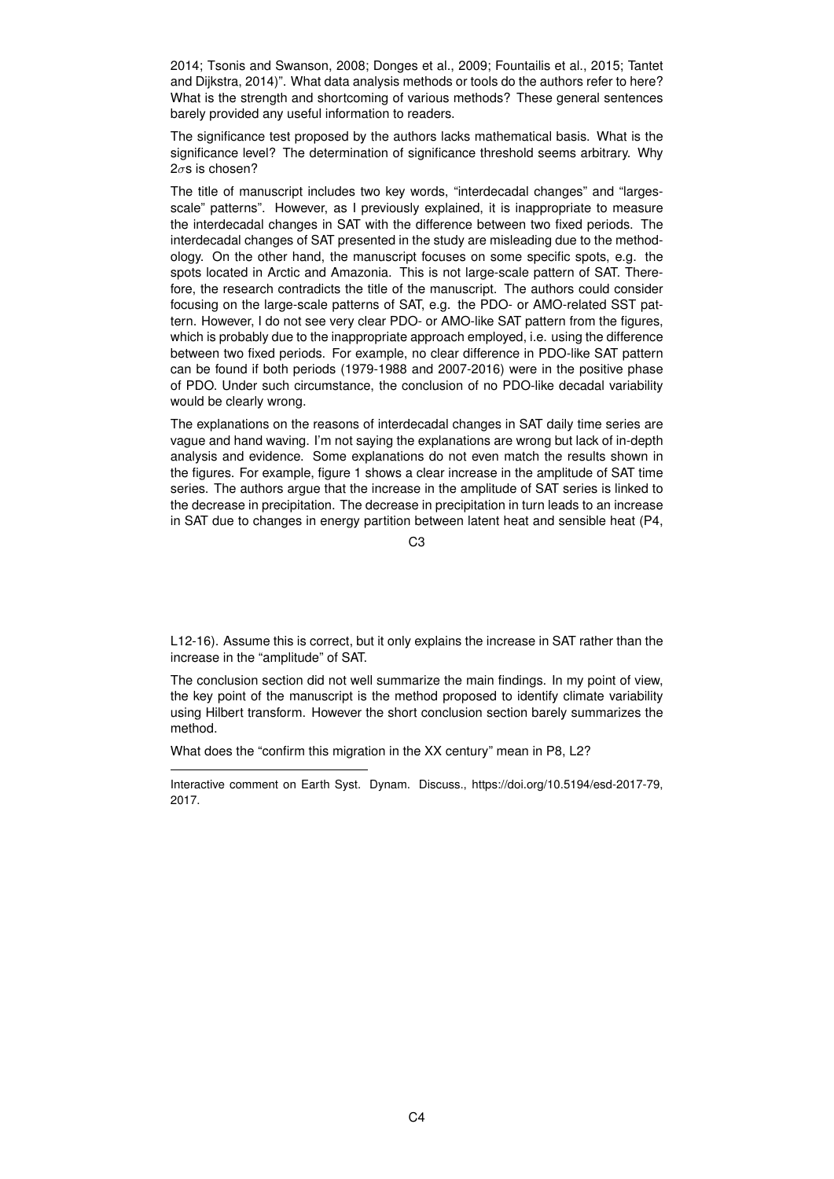2014; Tsonis and Swanson, 2008; Donges et al., 2009; Fountailis et al., 2015; Tantet and Dijkstra, 2014)". What data analysis methods or tools do the authors refer to here? What is the strength and shortcoming of various methods? These general sentences barely provided any useful information to readers.

The significance test proposed by the authors lacks mathematical basis. What is the significance level? The determination of significance threshold seems arbitrary. Why $2\sigma$s is chosen?

The title of manuscript includes two key words, "interdecadal changes" and "larges-scale" patterns". However, as I previously explained, it is inappropriate to measure the interdecadal changes in SAT with the difference between two fixed periods. The interdecadal changes of SAT presented in the study are misleading due to the methodology. On the other hand, the manuscript focuses on some specific spots, e.g. the spots located in Arctic and Amazonia. This is not large-scale pattern of SAT. Therefore, the research contradicts the title of the manuscript. The authors could consider focusing on the large-scale patterns of SAT, e.g. the PDO- or AMO-related SST pattern. However, I do not see very clear PDO- or AMO-like SAT pattern from the figures, which is probably due to the inappropriate approach employed, i.e. using the difference between two fixed periods. For example, no clear difference in PDO-like SAT pattern can be found if both periods (1979-1988 and 2007-2016) were in the positive phase of PDO. Under such circumstance, the conclusion of no PDO-like decadal variability would be clearly wrong.

The explanations on the reasons of interdecadal changes in SAT daily time series are vague and hand waving. I'm not saying the explanations are wrong but lack of in-depth analysis and evidence. Some explanations do not even match the results shown in the figures. For example, figure 1 shows a clear increase in the amplitude of SAT time series. The authors argue that the increase in the amplitude of SAT series is linked to the decrease in precipitation. The decrease in precipitation in turn leads to an increase in SAT due to changes in energy partition between latent heat and sensible heat (P4, L12-16). Assume this is correct, but it only explains the increase in SAT rather than the increase in the "amplitude" of SAT.

The conclusion section did not well summarize the main findings. In my point of view, the key point of the manuscript is the method proposed to identify climate variability using Hilbert transform. However the short conclusion section barely summarizes the method.

What does the "confirm this migration in the XX century" mean in P8, L2?

---

Interactive comment on Earth Syst. Dynam. Discuss., https://doi.org/10.5194/esd-2017-79, 2017.